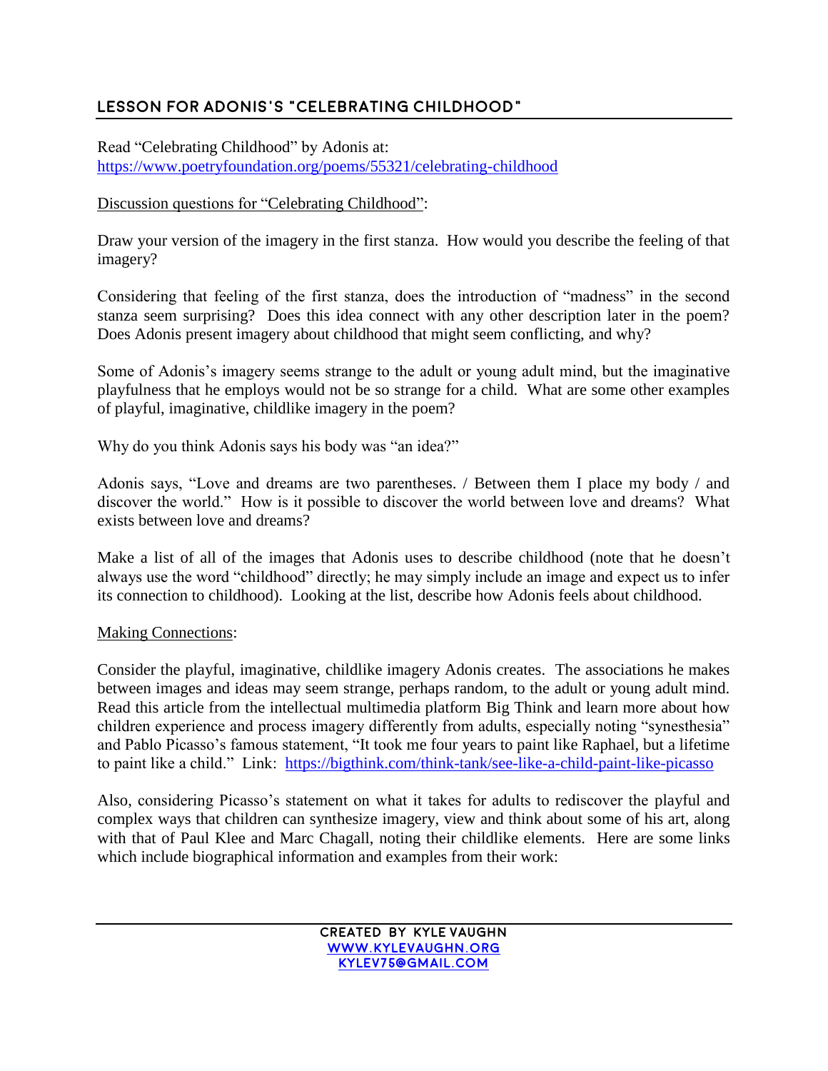## LESSON FOR ADONIS'S "CELEBRATING CHILDHOOD"

Read "Celebrating Childhood" by Adonis at:
https://www.poetryfoundation.org/poems/55321/celebrating-childhood

Discussion questions for "Celebrating Childhood":

Draw your version of the imagery in the first stanza. How would you describe the feeling of that imagery?

Considering that feeling of the first stanza, does the introduction of "madness" in the second stanza seem surprising? Does this idea connect with any other description later in the poem? Does Adonis present imagery about childhood that might seem conflicting, and why?

Some of Adonis's imagery seems strange to the adult or young adult mind, but the imaginative playfulness that he employs would not be so strange for a child. What are some other examples of playful, imaginative, childlike imagery in the poem?

Why do you think Adonis says his body was "an idea?"

Adonis says, "Love and dreams are two parentheses. / Between them I place my body / and discover the world." How is it possible to discover the world between love and dreams? What exists between love and dreams?

Make a list of all of the images that Adonis uses to describe childhood (note that he doesn't always use the word "childhood" directly; he may simply include an image and expect us to infer its connection to childhood). Looking at the list, describe how Adonis feels about childhood.

Making Connections:

Consider the playful, imaginative, childlike imagery Adonis creates. The associations he makes between images and ideas may seem strange, perhaps random, to the adult or young adult mind. Read this article from the intellectual multimedia platform Big Think and learn more about how children experience and process imagery differently from adults, especially noting "synesthesia" and Pablo Picasso's famous statement, "It took me four years to paint like Raphael, but a lifetime to paint like a child." Link: https://bigthink.com/think-tank/see-like-a-child-paint-like-picasso

Also, considering Picasso's statement on what it takes for adults to rediscover the playful and complex ways that children can synthesize imagery, view and think about some of his art, along with that of Paul Klee and Marc Chagall, noting their childlike elements. Here are some links which include biographical information and examples from their work: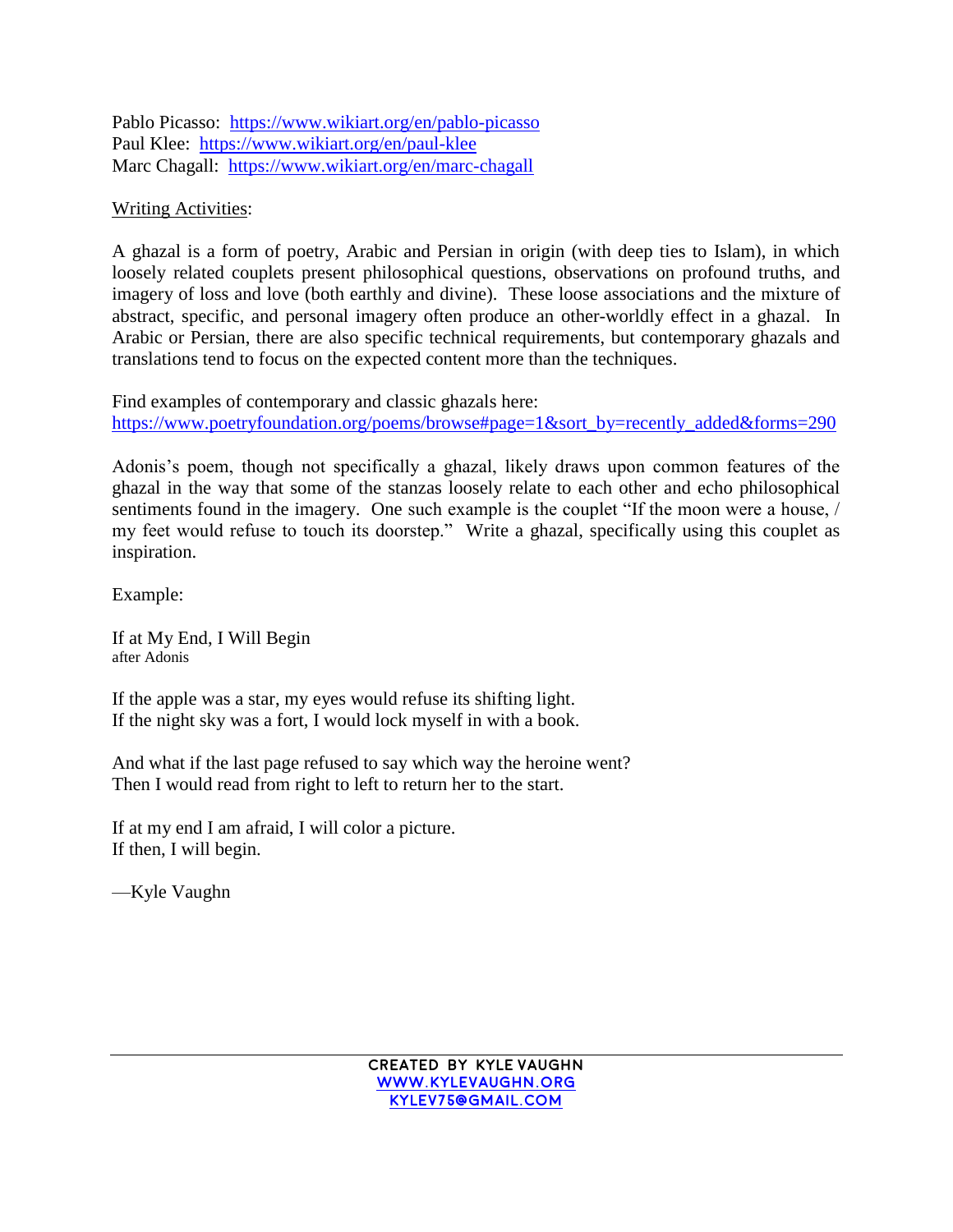Pablo Picasso: [https://www.wikiart.org/en/pablo-picasso](https://www.wikiart.org/en/pablo-picasso)
Paul Klee: [https://www.wikiart.org/en/paul-klee](https://www.wikiart.org/en/paul-klee)
Marc Chagall: [https://www.wikiart.org/en/marc-chagall](https://www.wikiart.org/en/marc-chagall)

Writing Activities:

A ghazal is a form of poetry, Arabic and Persian in origin (with deep ties to Islam), in which loosely related couplets present philosophical questions, observations on profound truths, and imagery of loss and love (both earthly and divine). These loose associations and the mixture of abstract, specific, and personal imagery often produce an other-worldly effect in a ghazal. In Arabic or Persian, there are also specific technical requirements, but contemporary ghazals and translations tend to focus on the expected content more than the techniques.

Find examples of contemporary and classic ghazals here:
[https://www.poetryfoundation.org/poems/browse#page=1&sort_by=recently_added&forms=290](https://www.poetryfoundation.org/poems/browse#page=1&sort_by=recently_added&forms=290)

Adonis's poem, though not specifically a ghazal, likely draws upon common features of the ghazal in the way that some of the stanzas loosely relate to each other and echo philosophical sentiments found in the imagery. One such example is the couplet "If the moon were a house, / my feet would refuse to touch its doorstep." Write a ghazal, specifically using this couplet as inspiration.

Example:

If at My End, I Will Begin
after Adonis

If the apple was a star, my eyes would refuse its shifting light.
If the night sky was a fort, I would lock myself in with a book.

And what if the last page refused to say which way the heroine went?
Then I would read from right to left to return her to the start.

If at my end I am afraid, I will color a picture.
If then, I will begin.

—Kyle Vaughn

CREATED BY KYLE VAUGHN
[WWW.KYLEVAUGHN.ORG](http://www.kylevaughn.org)
[KYLEV75@GMAIL.COM](mailto:kylev75@gmail.com)